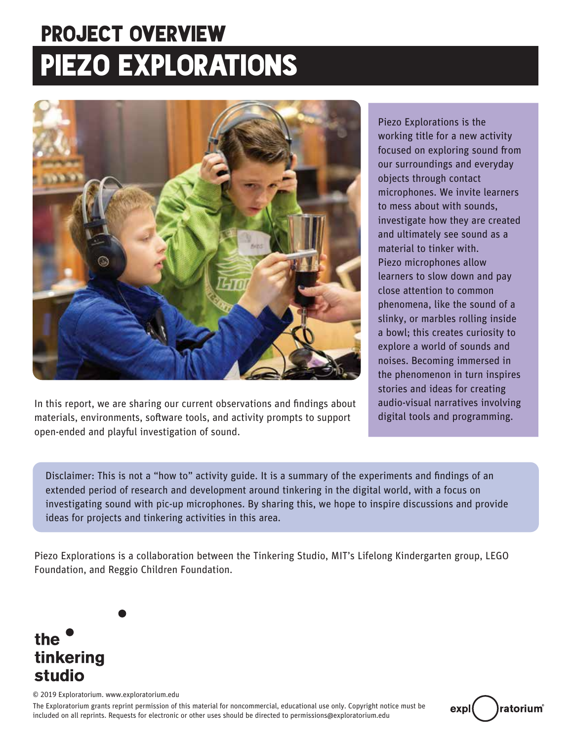## PROJECT OVERVIEW

# PIEZO EXPLORATIONS

Piezo Explorations is the working title for a new activity focused on exploring sound from our surroundings and everyday objects through contact microphones. We invite learners to mess about with sounds, investigate how they are created and ultimately see sound as a material to tinker with. Piezo microphones allow learners to slow down and pay close attention to common phenomena, like the sound of a slinky, or marbles rolling inside a bowl; this creates curiosity to explore a world of sounds and noises. Becoming immersed in the phenomenon in turn inspires stories and ideas for creating audio-visual narratives involving digital tools and programming.

In this report, we are sharing our current observations and findings about materials, environments, software tools, and activity prompts to support open-ended and playful investigation of sound.

Disclaimer: This is not a "how to" activity guide. It is a summary of the experiments and findings of an extended period of research and development around tinkering in the digital world, with a focus on investigating sound with pic-up microphones. By sharing this, we hope to inspire discussions and provide ideas for projects and tinkering activities in this area.

Piezo Explorations is a collaboration between the Tinkering Studio, MIT's Lifelong Kindergarten group, LEGO Foundation, and Reggio Children Foundation.

the tinkering studio

© 2019 Exploratorium. www.exploratorium.edu

The Exploratorium grants reprint permission of this material for noncommercial, educational use only. Copyright notice must be included on all reprints. Requests for electronic or other uses should be directed to permissions@exploratorium.edu

exploratorium®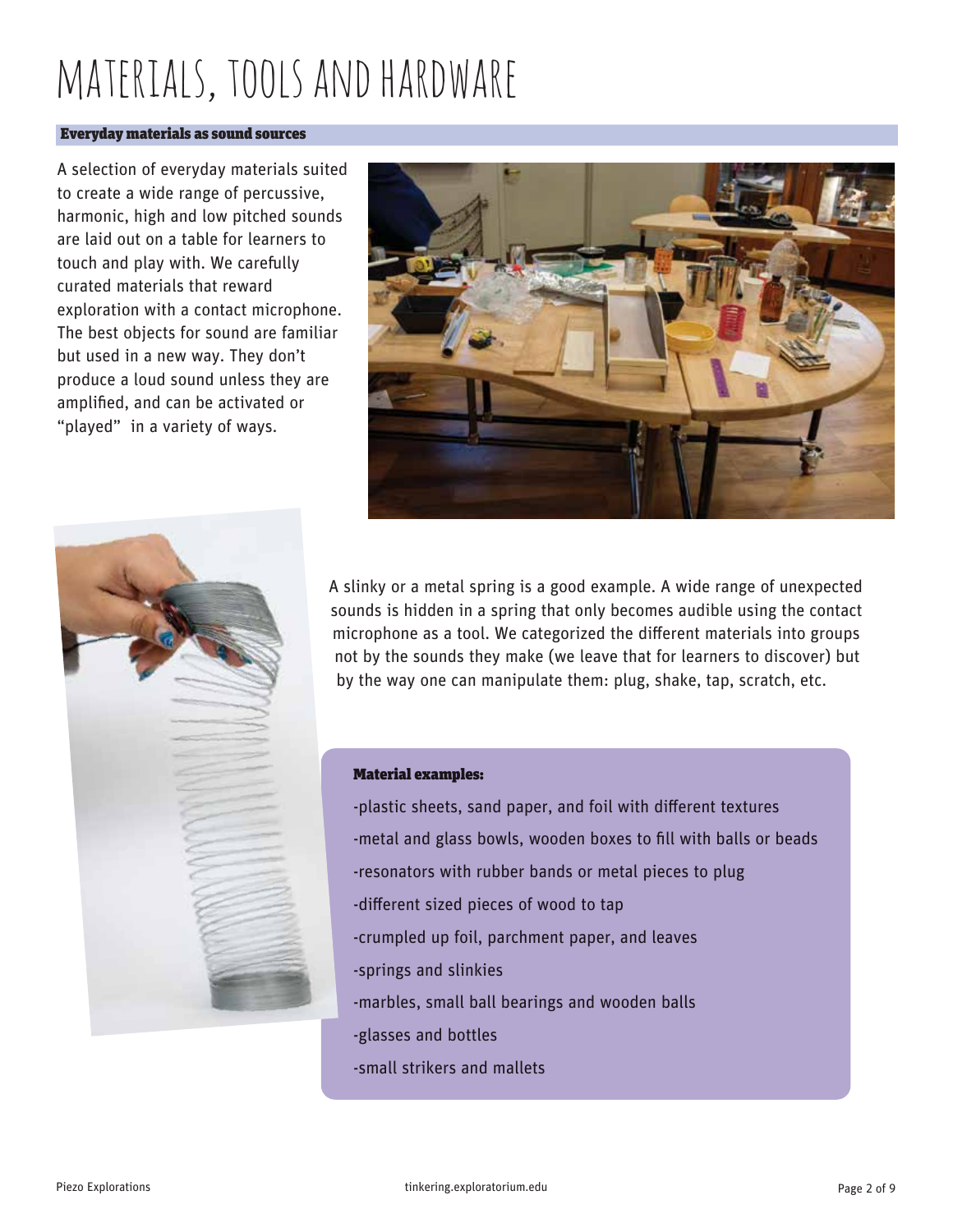# MATERIALS, TOOLS AND HARDWARE

## Everyday materials as sound sources

A selection of everyday materials suited to create a wide range of percussive, harmonic, high and low pitched sounds are laid out on a table for learners to touch and play with. We carefully curated materials that reward exploration with a contact microphone. The best objects for sound are familiar but used in a new way. They don't produce a loud sound unless they are amplified, and can be activated or "played" in a variety of ways.

A slinky or a metal spring is a good example. A wide range of unexpected sounds is hidden in a spring that only becomes audible using the contact microphone as a tool. We categorized the different materials into groups not by the sounds they make (we leave that for learners to discover) but by the way one can manipulate them: plug, shake, tap, scratch, etc.

**Material examples:**

-plastic sheets, sand paper, and foil with different textures

-metal and glass bowls, wooden boxes to fill with balls or beads

-resonators with rubber bands or metal pieces to plug

-different sized pieces of wood to tap

-crumpled up foil, parchment paper, and leaves

-springs and slinkies

-marbles, small ball bearings and wooden balls

-glasses and bottles

-small strikers and mallets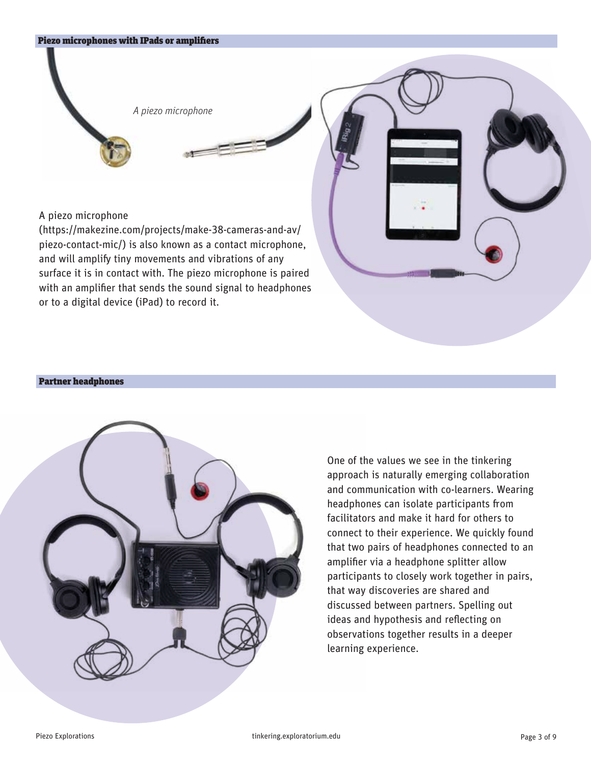## Piezo microphones with IPads or amplifiers

*A piezo microphone*

A piezo microphone (https://makezine.com/projects/make-38-cameras-and-av/piezo-contact-mic/) is also known as a contact microphone, and will amplify tiny movements and vibrations of any surface it is in contact with. The piezo microphone is paired with an amplifier that sends the sound signal to headphones or to a digital device (iPad) to record it.

## Partner headphones

One of the values we see in the tinkering approach is naturally emerging collaboration and communication with co-learners. Wearing headphones can isolate participants from facilitators and make it hard for others to connect to their experience. We quickly found that two pairs of headphones connected to an amplifier via a headphone splitter allow participants to closely work together in pairs, that way discoveries are shared and discussed between partners. Spelling out ideas and hypothesis and reflecting on observations together results in a deeper learning experience.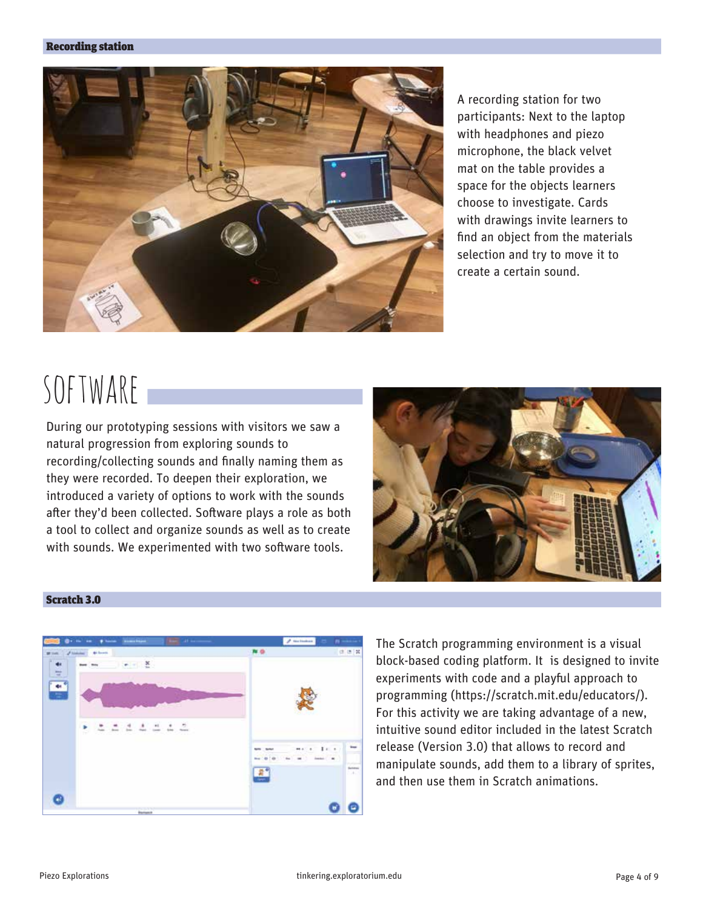### Recording station

A recording station for two participants: Next to the laptop with headphones and piezo microphone, the black velvet mat on the table provides a space for the objects learners choose to investigate. Cards with drawings invite learners to find an object from the materials selection and try to move it to create a certain sound.

# SOFTWARE

During our prototyping sessions with visitors we saw a natural progression from exploring sounds to recording/collecting sounds and finally naming them as they were recorded. To deepen their exploration, we introduced a variety of options to work with the sounds after they'd been collected. Software plays a role as both a tool to collect and organize sounds as well as to create with sounds. We experimented with two software tools.

### Scratch 3.0

The Scratch programming environment is a visual block-based coding platform. It is designed to invite experiments with code and a playful approach to programming (https://scratch.mit.edu/educators/). For this activity we are taking advantage of a new, intuitive sound editor included in the latest Scratch release (Version 3.0) that allows to record and manipulate sounds, add them to a library of sprites, and then use them in Scratch animations.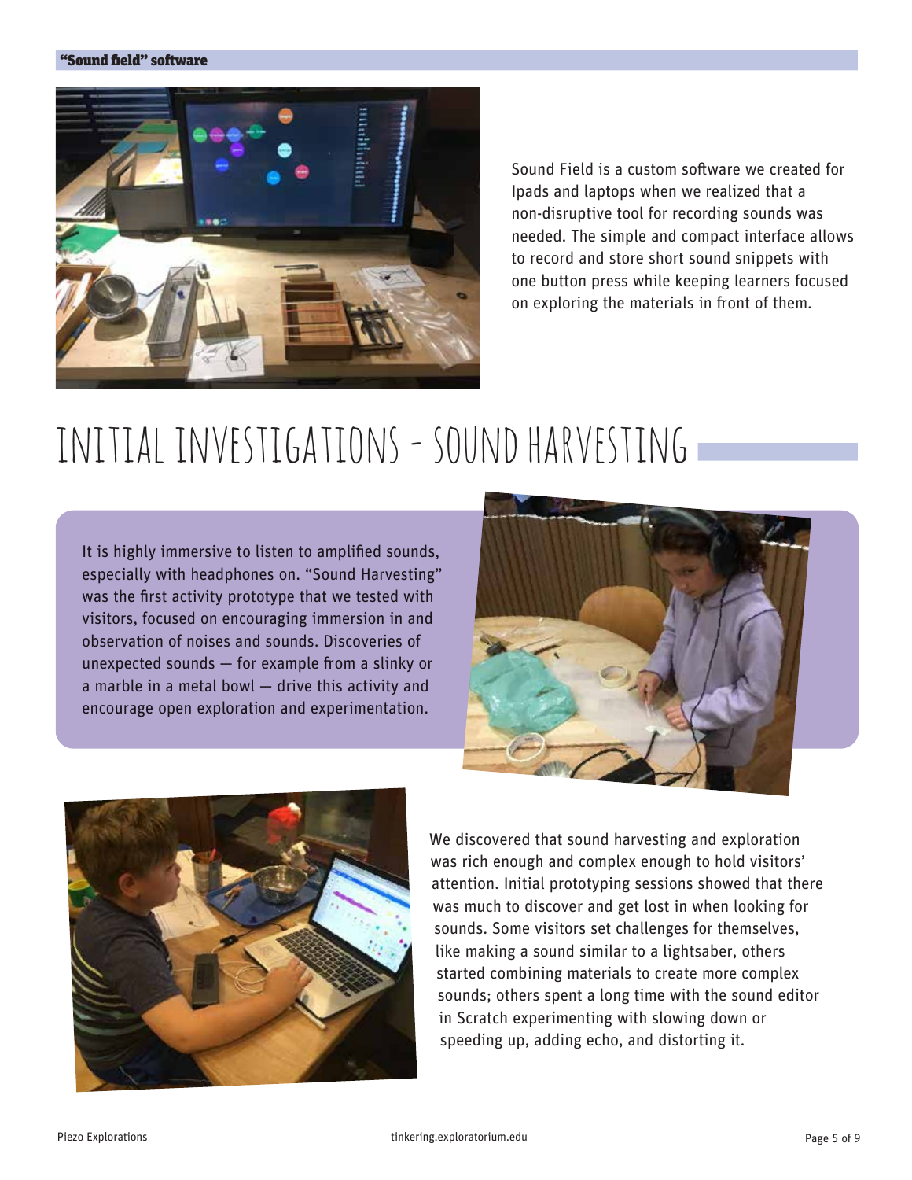### "Sound field" software

Sound Field is a custom software we created for Ipads and laptops when we realized that a non-disruptive tool for recording sounds was needed. The simple and compact interface allows to record and store short sound snippets with one button press while keeping learners focused on exploring the materials in front of them.

# INITIAL INVESTIGATIONS - SOUND HARVESTING

It is highly immersive to listen to amplified sounds, especially with headphones on. "Sound Harvesting" was the first activity prototype that we tested with visitors, focused on encouraging immersion in and observation of noises and sounds. Discoveries of unexpected sounds — for example from a slinky or a marble in a metal bowl — drive this activity and encourage open exploration and experimentation.

We discovered that sound harvesting and exploration was rich enough and complex enough to hold visitors' attention. Initial prototyping sessions showed that there was much to discover and get lost in when looking for sounds. Some visitors set challenges for themselves, like making a sound similar to a lightsaber, others started combining materials to create more complex sounds; others spent a long time with the sound editor in Scratch experimenting with slowing down or speeding up, adding echo, and distorting it.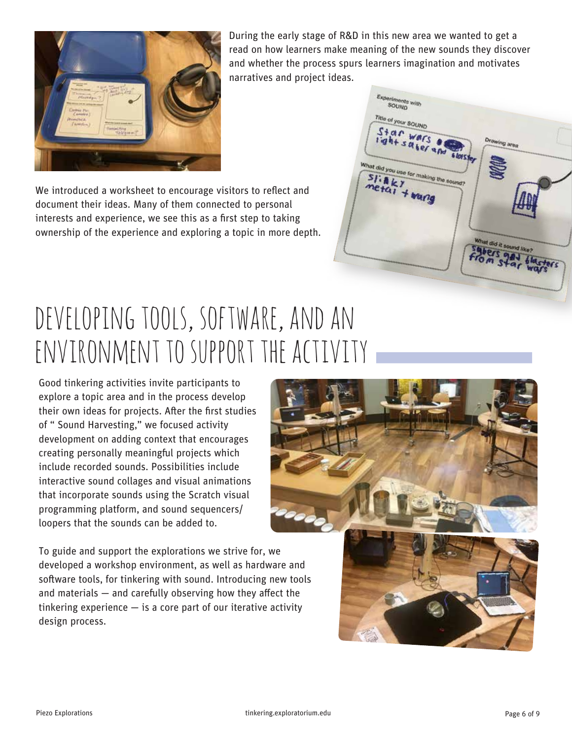During the early stage of R&D in this new area we wanted to get a read on how learners make meaning of the new sounds they discover and whether the process spurs learners imagination and motivates narratives and project ideas.

We introduced a worksheet to encourage visitors to reflect and document their ideas. Many of them connected to personal interests and experience, we see this as a first step to taking ownership of the experience and exploring a topic in more depth.

# DEVELOPING TOOLS, SOFTWARE, AND AN ENVIRONMENT TO SUPPORT THE ACTIVITY

Good tinkering activities invite participants to explore a topic area and in the process develop their own ideas for projects. After the first studies of " Sound Harvesting," we focused activity development on adding context that encourages creating personally meaningful projects which include recorded sounds. Possibilities include interactive sound collages and visual animations that incorporate sounds using the Scratch visual programming platform, and sound sequencers/ loopers that the sounds can be added to.

To guide and support the explorations we strive for, we developed a workshop environment, as well as hardware and software tools, for tinkering with sound. Introducing new tools and materials — and carefully observing how they affect the tinkering experience — is a core part of our iterative activity design process.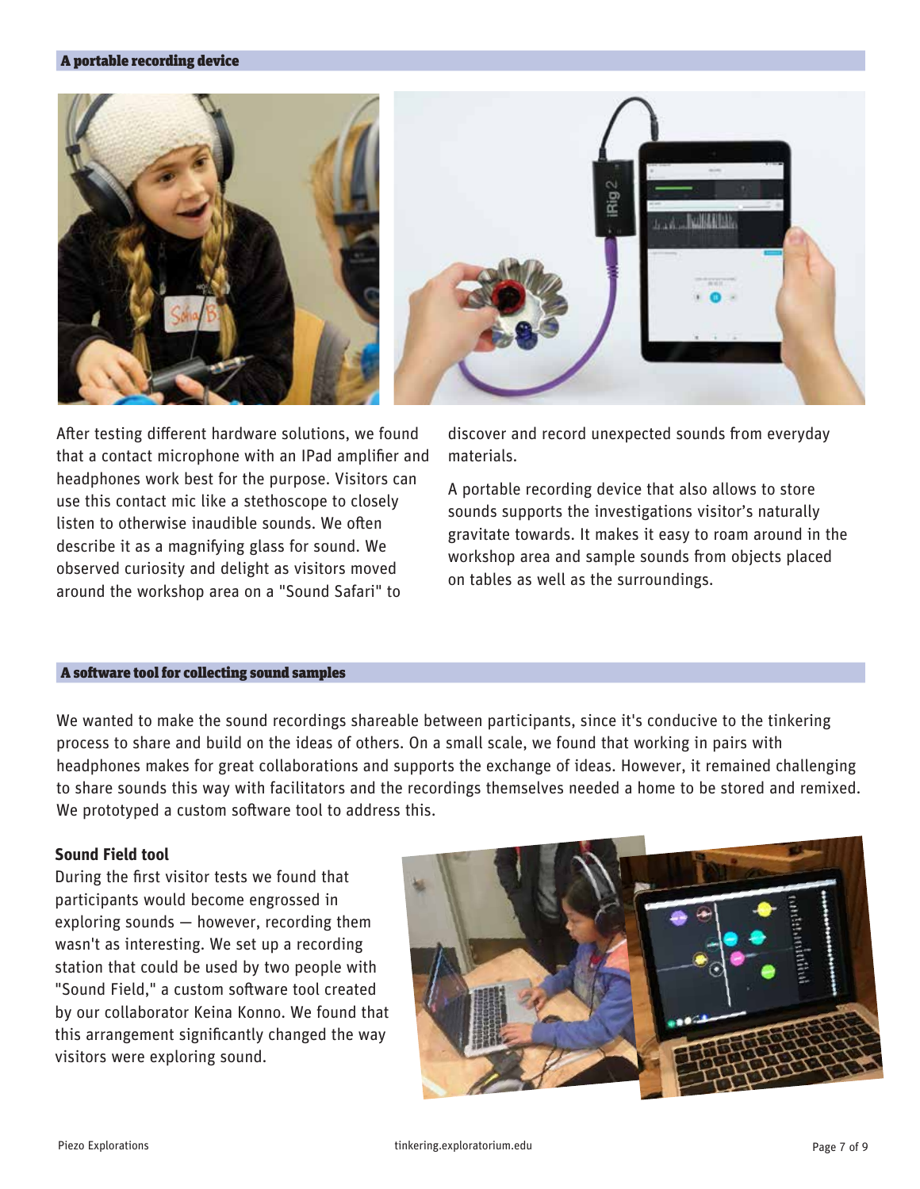## A portable recording device

After testing different hardware solutions, we found that a contact microphone with an IPad amplifier and headphones work best for the purpose. Visitors can use this contact mic like a stethoscope to closely listen to otherwise inaudible sounds. We often describe it as a magnifying glass for sound. We observed curiosity and delight as visitors moved around the workshop area on a "Sound Safari" to discover and record unexpected sounds from everyday materials.

A portable recording device that also allows to store sounds supports the investigations visitor's naturally gravitate towards. It makes it easy to roam around in the workshop area and sample sounds from objects placed on tables as well as the surroundings.

## A software tool for collecting sound samples

We wanted to make the sound recordings shareable between participants, since it's conducive to the tinkering process to share and build on the ideas of others. On a small scale, we found that working in pairs with headphones makes for great collaborations and supports the exchange of ideas. However, it remained challenging to share sounds this way with facilitators and the recordings themselves needed a home to be stored and remixed. We prototyped a custom software tool to address this.

### Sound Field tool

During the first visitor tests we found that participants would become engrossed in exploring sounds — however, recording them wasn't as interesting. We set up a recording station that could be used by two people with "Sound Field," a custom software tool created by our collaborator Keina Konno. We found that this arrangement significantly changed the way visitors were exploring sound.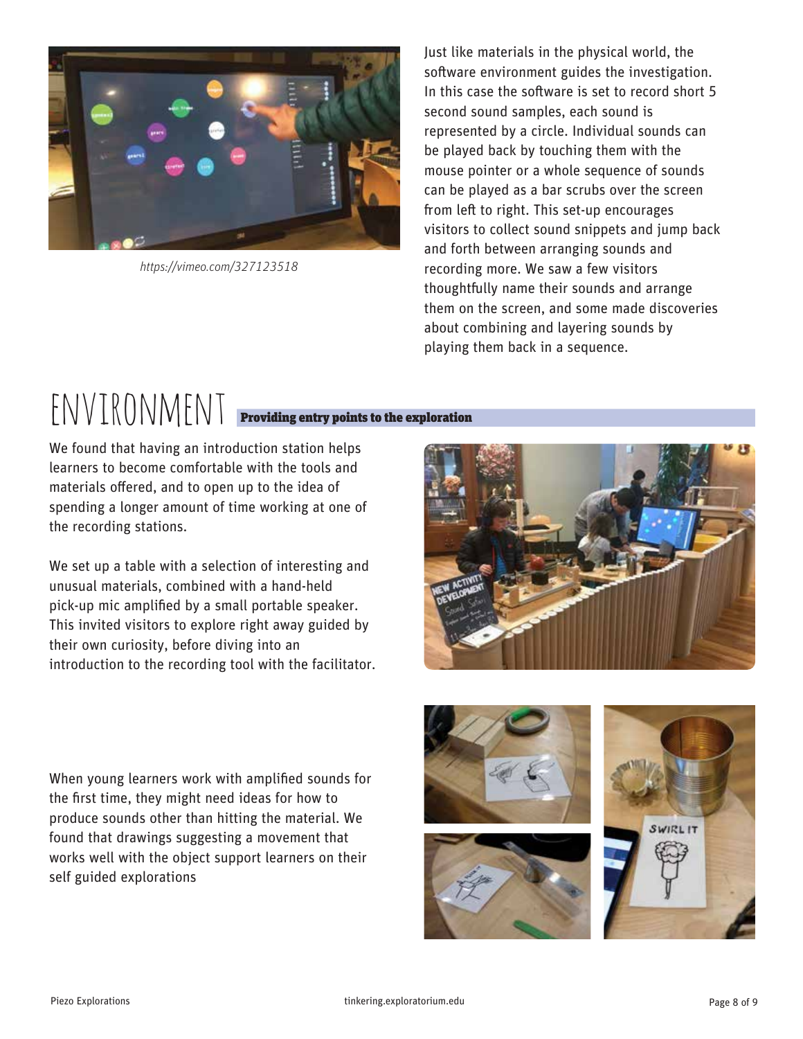https://vimeo.com/327123518

Just like materials in the physical world, the software environment guides the investigation. In this case the software is set to record short 5 second sound samples, each sound is represented by a circle. Individual sounds can be played back by touching them with the mouse pointer or a whole sequence of sounds can be played as a bar scrubs over the screen from left to right. This set-up encourages visitors to collect sound snippets and jump back and forth between arranging sounds and recording more. We saw a few visitors thoughtfully name their sounds and arrange them on the screen, and some made discoveries about combining and layering sounds by playing them back in a sequence.

# ENVIRONMENT

**Providing entry points to the exploration**

We found that having an introduction station helps learners to become comfortable with the tools and materials offered, and to open up to the idea of spending a longer amount of time working at one of the recording stations.

We set up a table with a selection of interesting and unusual materials, combined with a hand-held pick-up mic amplified by a small portable speaker. This invited visitors to explore right away guided by their own curiosity, before diving into an introduction to the recording tool with the facilitator.

When young learners work with amplified sounds for the first time, they might need ideas for how to produce sounds other than hitting the material. We found that drawings suggesting a movement that works well with the object support learners on their self guided explorations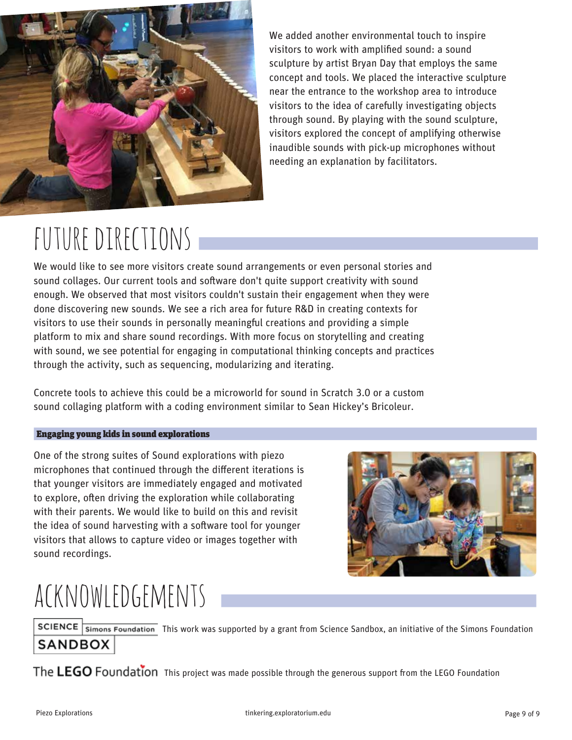We added another environmental touch to inspire visitors to work with amplified sound: a sound sculpture by artist Bryan Day that employs the same concept and tools. We placed the interactive sculpture near the entrance to the workshop area to introduce visitors to the idea of carefully investigating objects through sound. By playing with the sound sculpture, visitors explored the concept of amplifying otherwise inaudible sounds with pick-up microphones without needing an explanation by facilitators.

# FUTURE DIRECTIONS

We would like to see more visitors create sound arrangements or even personal stories and sound collages. Our current tools and software don't quite support creativity with sound enough. We observed that most visitors couldn't sustain their engagement when they were done discovering new sounds. We see a rich area for future R&D in creating contexts for visitors to use their sounds in personally meaningful creations and providing a simple platform to mix and share sound recordings. With more focus on storytelling and creating with sound, we see potential for engaging in computational thinking concepts and practices through the activity, such as sequencing, modularizing and iterating.

Concrete tools to achieve this could be a microworld for sound in Scratch 3.0 or a custom sound collaging platform with a coding environment similar to Sean Hickey's Bricoleur.

### Engaging young kids in sound explorations

One of the strong suites of Sound explorations with piezo microphones that continued through the different iterations is that younger visitors are immediately engaged and motivated to explore, often driving the exploration while collaborating with their parents. We would like to build on this and revisit the idea of sound harvesting with a software tool for younger visitors that allows to capture video or images together with sound recordings.

# ACKNOWLEDGEMENTS

SCIENCE SANDBOX Simons Foundation — This work was supported by a grant from Science Sandbox, an initiative of the Simons Foundation

The LEGO Foundation — This project was made possible through the generous support from the LEGO Foundation